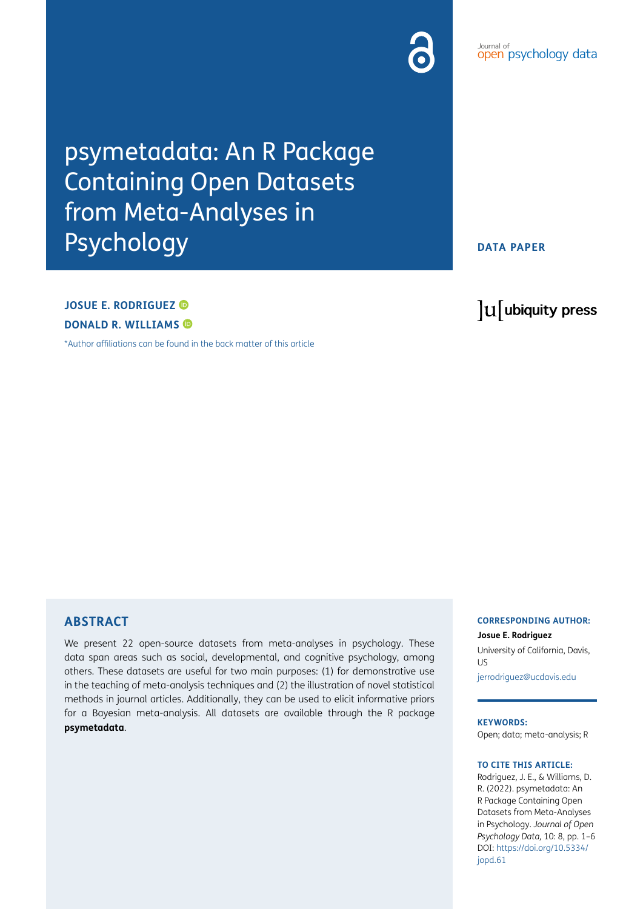# psymetadata: An R Package Containing Open Datasets from Meta-Analyses in Psychology

**DATA PAPER**

**JOSUE E. RODRIGUEZ**

**DONALD R. WILLIAMS**

*Author affiliations can be found in the back matter of this article

## ABSTRACT

We present 22 open-source datasets from meta-analyses in psychology. These data span areas such as social, developmental, and cognitive psychology, among others. These datasets are useful for two main purposes: (1) for demonstrative use in the teaching of meta-analysis techniques and (2) the illustration of novel statistical methods in journal articles. Additionally, they can be used to elicit informative priors for a Bayesian meta-analysis. All datasets are available through the R package **psymetadata**.

**CORRESPONDING AUTHOR:**

**Josue E. Rodriguez**

University of California, Davis, US

jerrodriguez@ucdavis.edu

**KEYWORDS:**

Open; data; meta-analysis; R

**TO CITE THIS ARTICLE:**

Rodriguez, J. E., & Williams, D. R. (2022). psymetadata: An R Package Containing Open Datasets from Meta-Analyses in Psychology. *Journal of Open Psychology Data,* 10: 8, pp. 1–6 DOI: https://doi.org/10.5334/jopd.61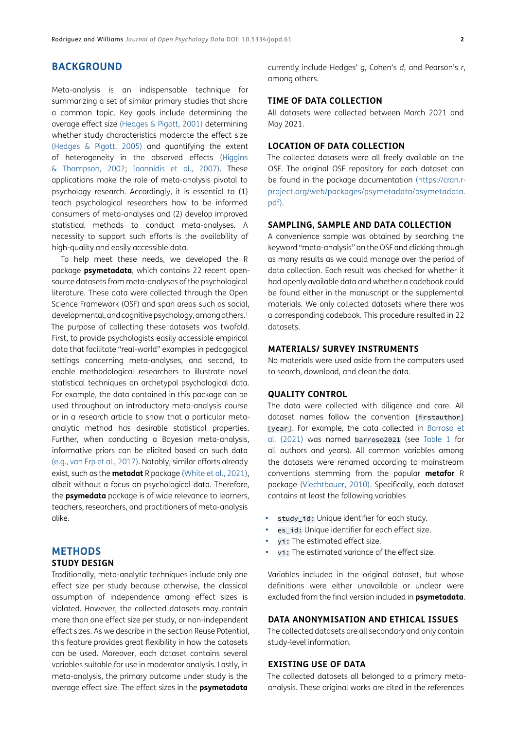## BACKGROUND

Meta-analysis is an indispensable technique for summarizing a set of similar primary studies that share a common topic. Key goals include determining the average effect size (Hedges & Pigott, 2001) determining whether study characteristics moderate the effect size (Hedges & Pigott, 2005) and quantifying the extent of heterogeneity in the observed effects (Higgins & Thompson, 2002; Ioannidis et al., 2007). These applications make the role of meta-analysis pivotal to psychology research. Accordingly, it is essential to (1) teach psychological researchers how to be informed consumers of meta-analyses and (2) develop improved statistical methods to conduct meta-analyses. A necessity to support such efforts is the availability of high-quality and easily accessible data.

To help meet these needs, we developed the R package **psymetadata**, which contains 22 recent open-source datasets from meta-analyses of the psychological literature. These data were collected through the Open Science Framework (OSF) and span areas such as social, developmental, and cognitive psychology, among others.[1] The purpose of collecting these datasets was twofold. First, to provide psychologists easily accessible empirical data that facilitate "real-world" examples in pedagogical settings concerning meta-analyses, and second, to enable methodological researchers to illustrate novel statistical techniques on archetypal psychological data. For example, the data contained in this package can be used throughout an introductory meta-analysis course or in a research article to show that a particular meta-analytic method has desirable statistical properties. Further, when conducting a Bayesian meta-analysis, informative priors can be elicited based on such data (e.g., van Erp et al., 2017). Notably, similar efforts already exist, such as the **metadat** R package (White et al., 2021), albeit without a focus on psychological data. Therefore, the **psymedata** package is of wide relevance to learners, teachers, researchers, and practitioners of meta-analysis alike.

## METHODS

### STUDY DESIGN

Traditionally, meta-analytic techniques include only one effect size per study because otherwise, the classical assumption of independence among effect sizes is violated. However, the collected datasets may contain more than one effect size per study, or non-independent effect sizes. As we describe in the section Reuse Potential, this feature provides great flexibility in how the datasets can be used. Moreover, each dataset contains several variables suitable for use in moderator analysis. Lastly, in meta-analysis, the primary outcome under study is the average effect size. The effect sizes in the **psymetadata** currently include Hedges' *g*, Cohen's *d*, and Pearson's *r*, among others.

### TIME OF DATA COLLECTION

All datasets were collected between March 2021 and May 2021.

### LOCATION OF DATA COLLECTION

The collected datasets were all freely available on the OSF. The original OSF repository for each dataset can be found in the package documentation (https://cran.r-project.org/web/packages/psymetadata/psymetadata.pdf).

### SAMPLING, SAMPLE AND DATA COLLECTION

A convenience sample was obtained by searching the keyword "meta-analysis" on the OSF and clicking through as many results as we could manage over the period of data collection. Each result was checked for whether it had openly available data and whether a codebook could be found either in the manuscript or the supplemental materials. We only collected datasets where there was a corresponding codebook. This procedure resulted in 22 datasets.

### MATERIALS/ SURVEY INSTRUMENTS

No materials were used aside from the computers used to search, download, and clean the data.

### QUALITY CONTROL

The data were collected with diligence and care. All dataset names follow the convention `[firstauthor][year]`. For example, the data collected in Barroso et al. (2021) was named `barroso2021` (see Table 1 for all authors and years). All common variables among the datasets were renamed according to mainstream conventions stemming from the popular **metafor** R package (Viechtbauer, 2010). Specifically, each dataset contains at least the following variables

- `study_id`: Unique identifier for each study.
- `es_id`: Unique identifier for each effect size.
- `yi`: The estimated effect size.
- `vi`: The estimated variance of the effect size.

Variables included in the original dataset, but whose definitions were either unavailable or unclear were excluded from the final version included in **psymetadata**.

### DATA ANONYMISATION AND ETHICAL ISSUES

The collected datasets are all secondary and only contain study-level information.

### EXISTING USE OF DATA

The collected datasets all belonged to a primary meta-analysis. These original works are cited in the references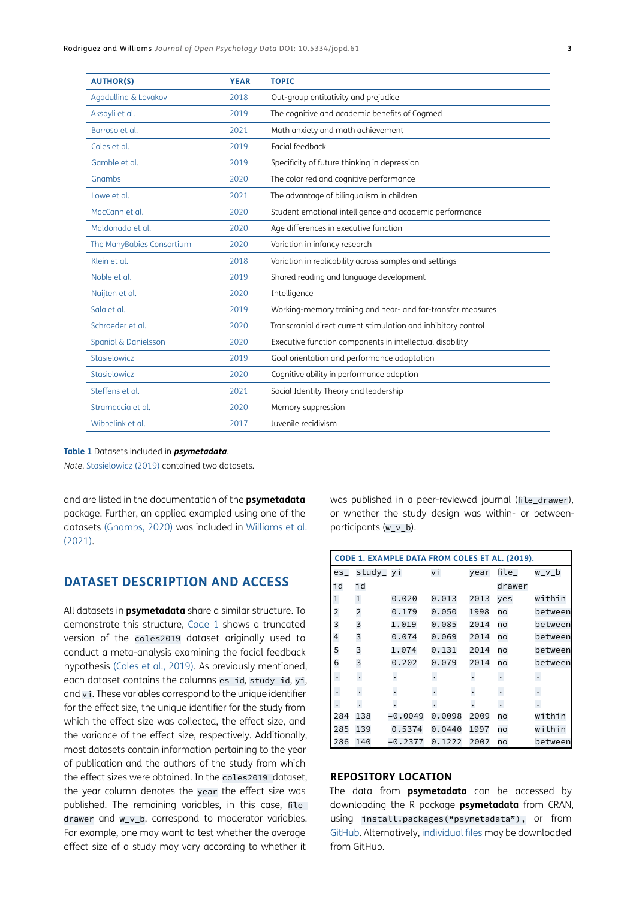| AUTHOR(S) | YEAR | TOPIC |
|---|---|---|
| Agadullina & Lovakov | 2018 | Out-group entitativity and prejudice |
| Aksayli et al. | 2019 | The cognitive and academic benefits of Cogmed |
| Barroso et al. | 2021 | Math anxiety and math achievement |
| Coles et al. | 2019 | Facial feedback |
| Gamble et al. | 2019 | Specificity of future thinking in depression |
| Gnambs | 2020 | The color red and cognitive performance |
| Lowe et al. | 2021 | The advantage of bilingualism in children |
| MacCann et al. | 2020 | Student emotional intelligence and academic performance |
| Maldonado et al. | 2020 | Age differences in executive function |
| The ManyBabies Consortium | 2020 | Variation in infancy research |
| Klein et al. | 2018 | Variation in replicability across samples and settings |
| Noble et al. | 2019 | Shared reading and language development |
| Nuijten et al. | 2020 | Intelligence |
| Sala et al. | 2019 | Working-memory training and near- and far-transfer measures |
| Schroeder et al. | 2020 | Transcranial direct current stimulation and inhibitory control |
| Spaniol & Danielsson | 2020 | Executive function components in intellectual disability |
| Stasielowicz | 2019 | Goal orientation and performance adaptation |
| Stasielowicz | 2020 | Cognitive ability in performance adaption |
| Steffens et al. | 2021 | Social Identity Theory and leadership |
| Stramaccia et al. | 2020 | Memory suppression |
| Wibbelink et al. | 2017 | Juvenile recidivism |

**Table 1** Datasets included in ***psymetadata***.

*Note.* Stasielowicz (2019) contained two datasets.

and are listed in the documentation of the **psymetadata** package. Further, an applied exampled using one of the datasets (Gnambs, 2020) was included in Williams et al. (2021).

## DATASET DESCRIPTION AND ACCESS

All datasets in **psymetadata** share a similar structure. To demonstrate this structure, Code 1 shows a truncated version of the `coles2019` dataset originally used to conduct a meta-analysis examining the facial feedback hypothesis (Coles et al., 2019). As previously mentioned, each dataset contains the columns `es_id`, `study_id`, `yi`, and `vi`. These variables correspond to the unique identifier for the effect size, the unique identifier for the study from which the effect size was collected, the effect size, and the variance of the effect size, respectively. Additionally, most datasets contain information pertaining to the year of publication and the authors of the study from which the effect sizes were obtained. In the `coles2019` dataset, the year column denotes the `year` the effect size was published. The remaining variables, in this case, `file_drawer` and `w_v_b`, correspond to moderator variables. For example, one may want to test whether the average effect size of a study may vary according to whether it was published in a peer-reviewed journal (`file_drawer`), or whether the study design was within- or between-participants (`w_v_b`).

**CODE 1. EXAMPLE DATA FROM COLES ET AL. (2019).**

```
es_  study_ yi      vi      year file_  w_v_b
id   id                          drawer
1    1      0.020   0.013   2013 yes    within
2    2      0.179   0.050   1998 no     between
3    3      1.019   0.085   2014 no     between
4    3      0.074   0.069   2014 no     between
5    3      1.074   0.131   2014 no     between
6    3      0.202   0.079   2014 no     between
.    .      .       .       .    .      .
.    .      .       .       .    .      .
.    .      .       .       .    .      .
284  138    -0.0049 0.0098  2009 no     within
285  139    0.5374  0.0440  1997 no     within
286  140    -0.2377 0.1222  2002 no     between
```

### REPOSITORY LOCATION

The data from **psymetadata** can be accessed by downloading the R package **psymetadata** from CRAN, using `install.packages("psymetadata"),` or from GitHub. Alternatively, individual files may be downloaded from GitHub.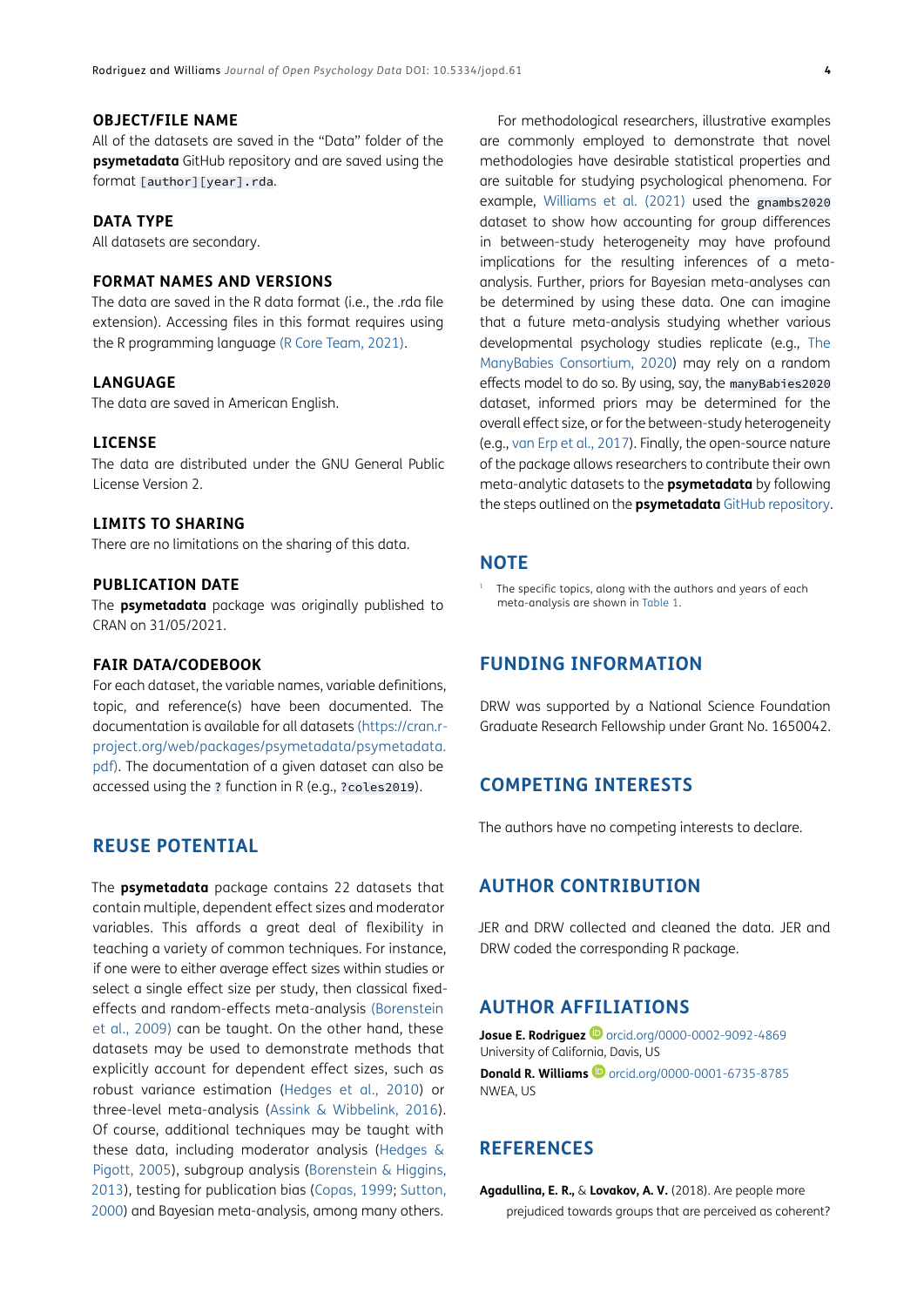### OBJECT/FILE NAME

All of the datasets are saved in the "Data" folder of the **psymetadata** GitHub repository and are saved using the format `[author][year].rda`.

### DATA TYPE

All datasets are secondary.

### FORMAT NAMES AND VERSIONS

The data are saved in the R data format (i.e., the .rda file extension). Accessing files in this format requires using the R programming language (R Core Team, 2021).

### LANGUAGE

The data are saved in American English.

### LICENSE

The data are distributed under the GNU General Public License Version 2.

### LIMITS TO SHARING

There are no limitations on the sharing of this data.

### PUBLICATION DATE

The **psymetadata** package was originally published to CRAN on 31/05/2021.

### FAIR DATA/CODEBOOK

For each dataset, the variable names, variable definitions, topic, and reference(s) have been documented. The documentation is available for all datasets (https://cran.r-project.org/web/packages/psymetadata/psymetadata.pdf). The documentation of a given dataset can also be accessed using the `?` function in R (e.g., `?coles2019`).

## REUSE POTENTIAL

The **psymetadata** package contains 22 datasets that contain multiple, dependent effect sizes and moderator variables. This affords a great deal of flexibility in teaching a variety of common techniques. For instance, if one were to either average effect sizes within studies or select a single effect size per study, then classical fixed-effects and random-effects meta-analysis (Borenstein et al., 2009) can be taught. On the other hand, these datasets may be used to demonstrate methods that explicitly account for dependent effect sizes, such as robust variance estimation (Hedges et al., 2010) or three-level meta-analysis (Assink & Wibbelink, 2016). Of course, additional techniques may be taught with these data, including moderator analysis (Hedges & Pigott, 2005), subgroup analysis (Borenstein & Higgins, 2013), testing for publication bias (Copas, 1999; Sutton, 2000) and Bayesian meta-analysis, among many others.

For methodological researchers, illustrative examples are commonly employed to demonstrate that novel methodologies have desirable statistical properties and are suitable for studying psychological phenomena. For example, Williams et al. (2021) used the `gnambs2020` dataset to show how accounting for group differences in between-study heterogeneity may have profound implications for the resulting inferences of a meta-analysis. Further, priors for Bayesian meta-analyses can be determined by using these data. One can imagine that a future meta-analysis studying whether various developmental psychology studies replicate (e.g., The ManyBabies Consortium, 2020) may rely on a random effects model to do so. By using, say, the `manyBabies2020` dataset, informed priors may be determined for the overall effect size, or for the between-study heterogeneity (e.g., van Erp et al., 2017). Finally, the open-source nature of the package allows researchers to contribute their own meta-analytic datasets to the **psymetadata** by following the steps outlined on the **psymetadata** GitHub repository.

## NOTE

[1] The specific topics, along with the authors and years of each meta-analysis are shown in Table 1.

## FUNDING INFORMATION

DRW was supported by a National Science Foundation Graduate Research Fellowship under Grant No. 1650042.

## COMPETING INTERESTS

The authors have no competing interests to declare.

## AUTHOR CONTRIBUTION

JER and DRW collected and cleaned the data. JER and DRW coded the corresponding R package.

## AUTHOR AFFILIATIONS

**Josue E. Rodriguez** orcid.org/0000-0002-9092-4869
University of California, Davis, US

**Donald R. Williams** orcid.org/0000-0001-6735-8785
NWEA, US

## REFERENCES

**Agadullina, E. R.,** & **Lovakov, A. V.** (2018). Are people more prejudiced towards groups that are perceived as coherent?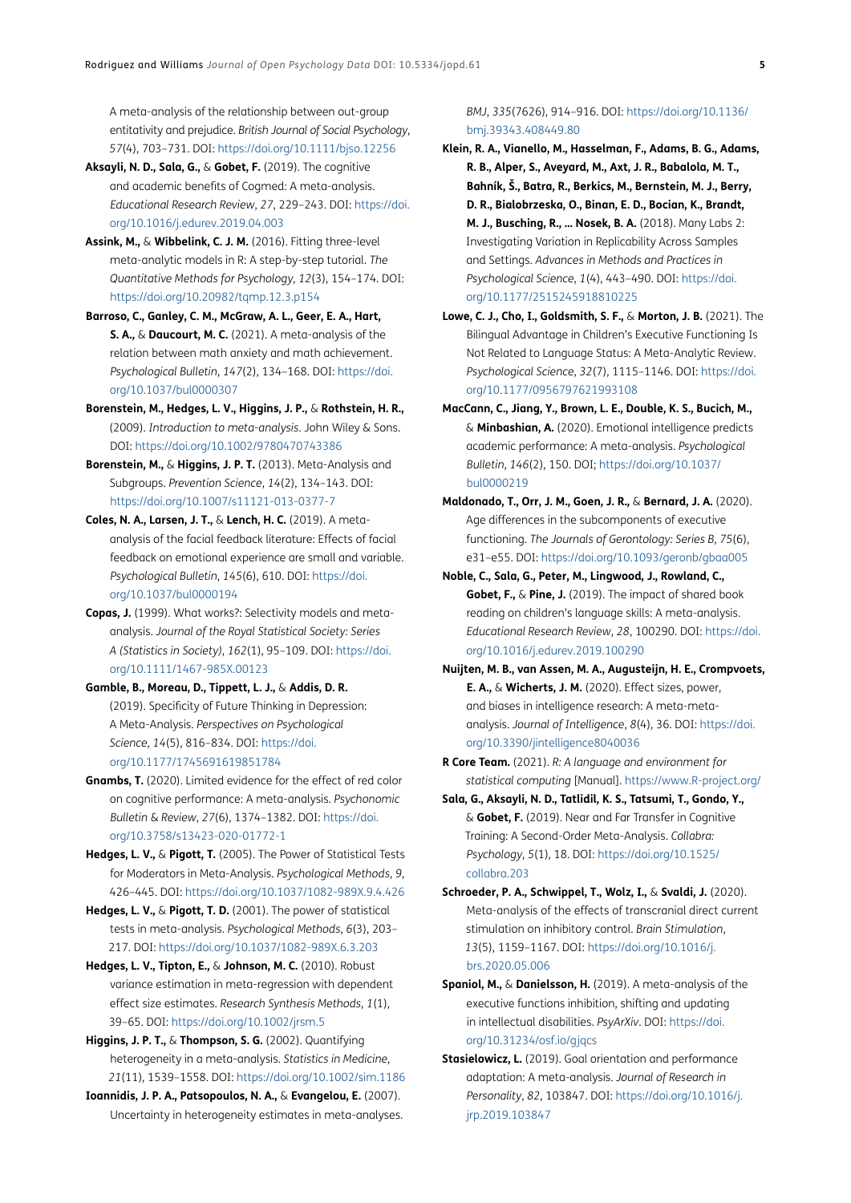A meta-analysis of the relationship between out-group entitativity and prejudice. *British Journal of Social Psychology*, *57*(4), 703–731. DOI: https://doi.org/10.1111/bjso.12256

**Aksayli, N. D., Sala, G.,** & **Gobet, F.** (2019). The cognitive and academic benefits of Cogmed: A meta-analysis. *Educational Research Review*, *27*, 229–243. DOI: https://doi.org/10.1016/j.edurev.2019.04.003

**Assink, M.,** & **Wibbelink, C. J. M.** (2016). Fitting three-level meta-analytic models in R: A step-by-step tutorial. *The Quantitative Methods for Psychology*, *12*(3), 154–174. DOI: https://doi.org/10.20982/tqmp.12.3.p154

**Barroso, C., Ganley, C. M., McGraw, A. L., Geer, E. A., Hart, S. A.,** & **Daucourt, M. C.** (2021). A meta-analysis of the relation between math anxiety and math achievement. *Psychological Bulletin*, *147*(2), 134–168. DOI: https://doi.org/10.1037/bul0000307

**Borenstein, M., Hedges, L. V., Higgins, J. P.,** & **Rothstein, H. R.,** (2009). *Introduction to meta-analysis*. John Wiley & Sons. DOI: https://doi.org/10.1002/9780470743386

**Borenstein, M.,** & **Higgins, J. P. T.** (2013). Meta-Analysis and Subgroups. *Prevention Science*, *14*(2), 134–143. DOI: https://doi.org/10.1007/s11121-013-0377-7

**Coles, N. A., Larsen, J. T.,** & **Lench, H. C.** (2019). A meta-analysis of the facial feedback literature: Effects of facial feedback on emotional experience are small and variable. *Psychological Bulletin*, *145*(6), 610. DOI: https://doi.org/10.1037/bul0000194

**Copas, J.** (1999). What works?: Selectivity models and meta-analysis. *Journal of the Royal Statistical Society: Series A (Statistics in Society)*, *162*(1), 95–109. DOI: https://doi.org/10.1111/1467-985X.00123

**Gamble, B., Moreau, D., Tippett, L. J.,** & **Addis, D. R.** (2019). Specificity of Future Thinking in Depression: A Meta-Analysis. *Perspectives on Psychological Science*, *14*(5), 816–834. DOI: https://doi.org/10.1177/1745691619851784

**Gnambs, T.** (2020). Limited evidence for the effect of red color on cognitive performance: A meta-analysis. *Psychonomic Bulletin & Review*, *27*(6), 1374–1382. DOI: https://doi.org/10.3758/s13423-020-01772-1

**Hedges, L. V.,** & **Pigott, T.** (2005). The Power of Statistical Tests for Moderators in Meta-Analysis. *Psychological Methods*, *9*, 426–445. DOI: https://doi.org/10.1037/1082-989X.9.4.426

**Hedges, L. V.,** & **Pigott, T. D.** (2001). The power of statistical tests in meta-analysis. *Psychological Methods*, *6*(3), 203–217. DOI: https://doi.org/10.1037/1082-989X.6.3.203

**Hedges, L. V., Tipton, E.,** & **Johnson, M. C.** (2010). Robust variance estimation in meta-regression with dependent effect size estimates. *Research Synthesis Methods*, *1*(1), 39–65. DOI: https://doi.org/10.1002/jrsm.5

**Higgins, J. P. T.,** & **Thompson, S. G.** (2002). Quantifying heterogeneity in a meta-analysis. *Statistics in Medicine*, *21*(11), 1539–1558. DOI: https://doi.org/10.1002/sim.1186

**Ioannidis, J. P. A., Patsopoulos, N. A.,** & **Evangelou, E.** (2007). Uncertainty in heterogeneity estimates in meta-analyses. *BMJ*, *335*(7626), 914–916. DOI: https://doi.org/10.1136/bmj.39343.408449.80

**Klein, R. A., Vianello, M., Hasselman, F., Adams, B. G., Adams, R. B., Alper, S., Aveyard, M., Axt, J. R., Babalola, M. T., Bahník, Š., Batra, R., Berkics, M., Bernstein, M. J., Berry, D. R., Bialobrzeska, O., Binan, E. D., Bocian, K., Brandt, M. J., Busching, R., … Nosek, B. A.** (2018). Many Labs 2: Investigating Variation in Replicability Across Samples and Settings. *Advances in Methods and Practices in Psychological Science*, *1*(4), 443–490. DOI: https://doi.org/10.1177/2515245918810225

**Lowe, C. J., Cho, I., Goldsmith, S. F.,** & **Morton, J. B.** (2021). The Bilingual Advantage in Children's Executive Functioning Is Not Related to Language Status: A Meta-Analytic Review. *Psychological Science*, *32*(7), 1115–1146. DOI: https://doi.org/10.1177/0956797621993108

**MacCann, C., Jiang, Y., Brown, L. E., Double, K. S., Bucich, M.,** & **Minbashian, A.** (2020). Emotional intelligence predicts academic performance: A meta-analysis. *Psychological Bulletin*, *146*(2), 150. DOI; https://doi.org/10.1037/bul0000219

**Maldonado, T., Orr, J. M., Goen, J. R.,** & **Bernard, J. A.** (2020). Age differences in the subcomponents of executive functioning. *The Journals of Gerontology: Series B*, *75*(6), e31–e55. DOI: https://doi.org/10.1093/geronb/gbaa005

**Noble, C., Sala, G., Peter, M., Lingwood, J., Rowland, C., Gobet, F.,** & **Pine, J.** (2019). The impact of shared book reading on children's language skills: A meta-analysis. *Educational Research Review*, *28*, 100290. DOI: https://doi.org/10.1016/j.edurev.2019.100290

**Nuijten, M. B., van Assen, M. A., Augusteijn, H. E., Crompvoets, E. A.,** & **Wicherts, J. M.** (2020). Effect sizes, power, and biases in intelligence research: A meta-meta-analysis. *Journal of Intelligence*, *8*(4), 36. DOI: https://doi.org/10.3390/jintelligence8040036

**R Core Team.** (2021). *R: A language and environment for statistical computing* [Manual]. https://www.R-project.org/

**Sala, G., Aksayli, N. D., Tatlidil, K. S., Tatsumi, T., Gondo, Y.,** & **Gobet, F.** (2019). Near and Far Transfer in Cognitive Training: A Second-Order Meta-Analysis. *Collabra: Psychology*, *5*(1), 18. DOI: https://doi.org/10.1525/collabra.203

**Schroeder, P. A., Schwippel, T., Wolz, I.,** & **Svaldi, J.** (2020). Meta-analysis of the effects of transcranial direct current stimulation on inhibitory control. *Brain Stimulation*, *13*(5), 1159–1167. DOI: https://doi.org/10.1016/j.brs.2020.05.006

**Spaniol, M.,** & **Danielsson, H.** (2019). A meta-analysis of the executive functions inhibition, shifting and updating in intellectual disabilities. *PsyArXiv*. DOI: https://doi.org/10.31234/osf.io/gjqcs

**Stasielowicz, L.** (2019). Goal orientation and performance adaptation: A meta-analysis. *Journal of Research in Personality*, *82*, 103847. DOI: https://doi.org/10.1016/j.jrp.2019.103847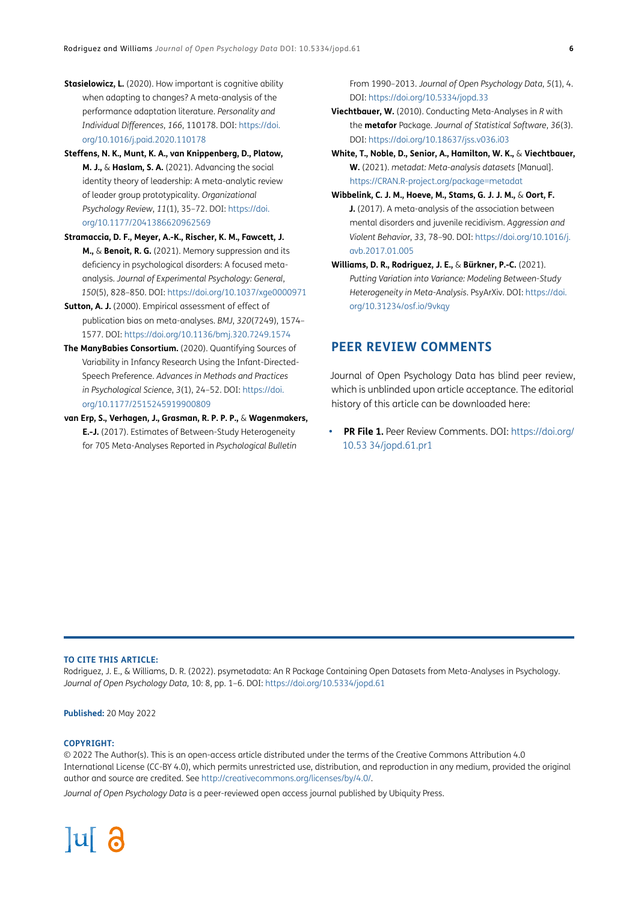**Stasielowicz, L.** (2020). How important is cognitive ability when adapting to changes? A meta-analysis of the performance adaptation literature. *Personality and Individual Differences*, *166*, 110178. DOI: https://doi.org/10.1016/j.paid.2020.110178

**Steffens, N. K., Munt, K. A., van Knippenberg, D., Platow, M. J.,** & **Haslam, S. A.** (2021). Advancing the social identity theory of leadership: A meta-analytic review of leader group prototypicality. *Organizational Psychology Review*, *11*(1), 35–72. DOI: https://doi.org/10.1177/2041386620962569

**Stramaccia, D. F., Meyer, A.-K., Rischer, K. M., Fawcett, J. M.,** & **Benoit, R. G.** (2021). Memory suppression and its deficiency in psychological disorders: A focused meta-analysis. *Journal of Experimental Psychology: General*, *150*(5), 828–850. DOI: https://doi.org/10.1037/xge0000971

**Sutton, A. J.** (2000). Empirical assessment of effect of publication bias on meta-analyses. *BMJ*, *320*(7249), 1574–1577. DOI: https://doi.org/10.1136/bmj.320.7249.1574

**The ManyBabies Consortium.** (2020). Quantifying Sources of Variability in Infancy Research Using the Infant-Directed-Speech Preference. *Advances in Methods and Practices in Psychological Science*, *3*(1), 24–52. DOI: https://doi.org/10.1177/2515245919900809

**van Erp, S., Verhagen, J., Grasman, R. P. P. P.,** & **Wagenmakers, E.-J.** (2017). Estimates of Between-Study Heterogeneity for 705 Meta-Analyses Reported in *Psychological Bulletin* From 1990–2013. *Journal of Open Psychology Data*, *5*(1), 4. DOI: https://doi.org/10.5334/jopd.33

**Viechtbauer, W.** (2010). Conducting Meta-Analyses in *R* with the **metafor** Package. *Journal of Statistical Software*, *36*(3). DOI: https://doi.org/10.18637/jss.v036.i03

**White, T., Noble, D., Senior, A., Hamilton, W. K.,** & **Viechtbauer, W.** (2021). *metadat: Meta-analysis datasets* [Manual]. https://CRAN.R-project.org/package=metadat

**Wibbelink, C. J. M., Hoeve, M., Stams, G. J. J. M.,** & **Oort, F. J.** (2017). A meta-analysis of the association between mental disorders and juvenile recidivism. *Aggression and Violent Behavior*, *33*, 78–90. DOI: https://doi.org/10.1016/j.avb.2017.01.005

**Williams, D. R., Rodriguez, J. E.,** & **Bürkner, P.-C.** (2021). *Putting Variation into Variance: Modeling Between-Study Heterogeneity in Meta-Analysis*. PsyArXiv. DOI: https://doi.org/10.31234/osf.io/9vkqy

## PEER REVIEW COMMENTS

Journal of Open Psychology Data has blind peer review, which is unblinded upon article acceptance. The editorial history of this article can be downloaded here:

- **PR File 1.** Peer Review Comments. DOI: https://doi.org/10.5334/jopd.61.pr1

**TO CITE THIS ARTICLE:**

Rodriguez, J. E., & Williams, D. R. (2022). psymetadata: An R Package Containing Open Datasets from Meta-Analyses in Psychology. *Journal of Open Psychology Data,* 10: 8, pp. 1–6. DOI: https://doi.org/10.5334/jopd.61

**Published:** 20 May 2022

**COPYRIGHT:**

© 2022 The Author(s). This is an open-access article distributed under the terms of the Creative Commons Attribution 4.0 International License (CC-BY 4.0), which permits unrestricted use, distribution, and reproduction in any medium, provided the original author and source are credited. See http://creativecommons.org/licenses/by/4.0/.

*Journal of Open Psychology Data* is a peer-reviewed open access journal published by Ubiquity Press.